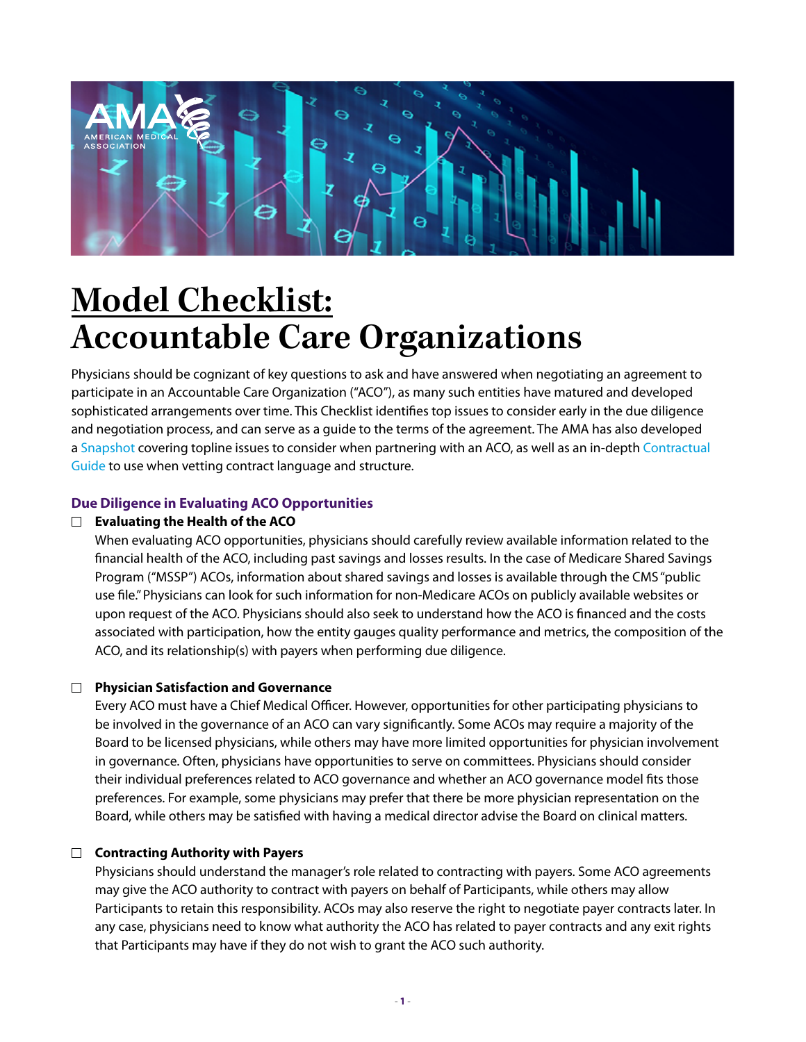# Model Checklist: Accountable Care Organizations

Physicians should be cognizant of key questions to ask and have answered when negotiating an agreement to participate in an Accountable Care Organization ("ACO"), as many such entities have matured and developed sophisticated arrangements over time. This Checklist identifies top issues to consider early in the due diligence and negotiation process, and can serve as a guide to the terms of the agreement. The AMA has also developed a Snapshot covering topline issues to consider when partnering with an ACO, as well as an in-depth Contractual Guide to use when vetting contract language and structure.

## Due Diligence in Evaluating ACO Opportunities

- [ ] **Evaluating the Health of the ACO**

  When evaluating ACO opportunities, physicians should carefully review available information related to the financial health of the ACO, including past savings and losses results. In the case of Medicare Shared Savings Program ("MSSP") ACOs, information about shared savings and losses is available through the CMS "public use file." Physicians can look for such information for non-Medicare ACOs on publicly available websites or upon request of the ACO. Physicians should also seek to understand how the ACO is financed and the costs associated with participation, how the entity gauges quality performance and metrics, the composition of the ACO, and its relationship(s) with payers when performing due diligence.

- [ ] **Physician Satisfaction and Governance**

  Every ACO must have a Chief Medical Officer. However, opportunities for other participating physicians to be involved in the governance of an ACO can vary significantly. Some ACOs may require a majority of the Board to be licensed physicians, while others may have more limited opportunities for physician involvement in governance. Often, physicians have opportunities to serve on committees. Physicians should consider their individual preferences related to ACO governance and whether an ACO governance model fits those preferences. For example, some physicians may prefer that there be more physician representation on the Board, while others may be satisfied with having a medical director advise the Board on clinical matters.

- [ ] **Contracting Authority with Payers**

  Physicians should understand the manager's role related to contracting with payers. Some ACO agreements may give the ACO authority to contract with payers on behalf of Participants, while others may allow Participants to retain this responsibility. ACOs may also reserve the right to negotiate payer contracts later. In any case, physicians need to know what authority the ACO has related to payer contracts and any exit rights that Participants may have if they do not wish to grant the ACO such authority.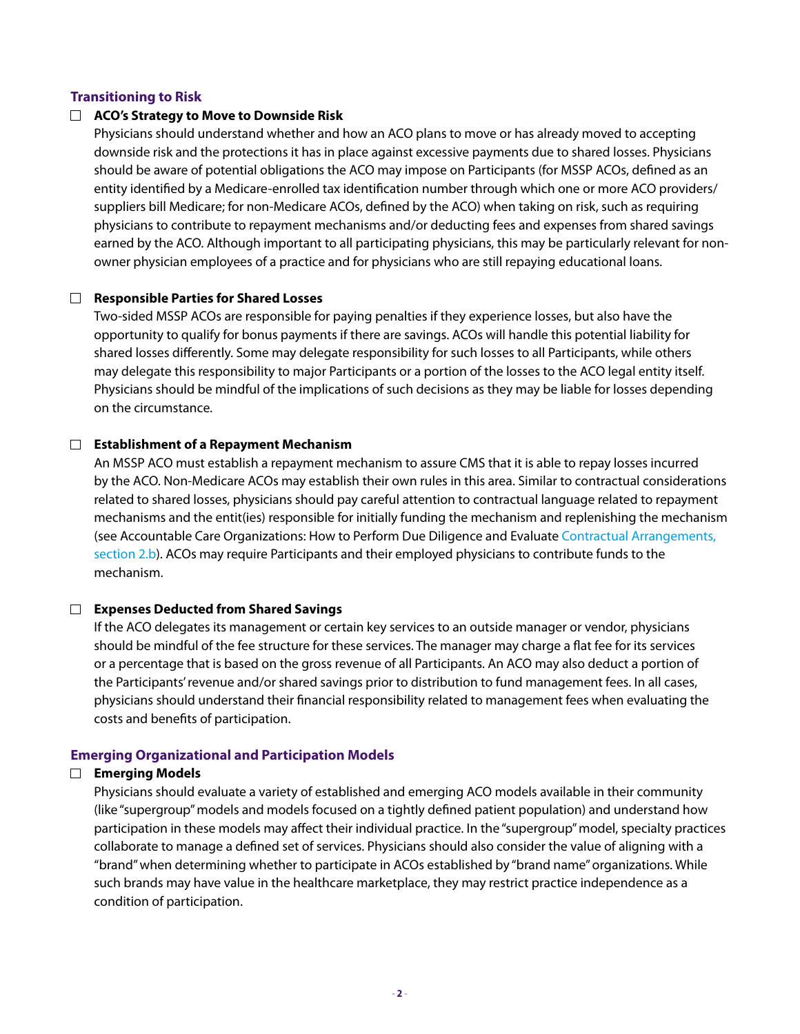## Transitioning to Risk

- [ ] **ACO's Strategy to Move to Downside Risk**

  Physicians should understand whether and how an ACO plans to move or has already moved to accepting downside risk and the protections it has in place against excessive payments due to shared losses. Physicians should be aware of potential obligations the ACO may impose on Participants (for MSSP ACOs, defined as an entity identified by a Medicare-enrolled tax identification number through which one or more ACO providers/suppliers bill Medicare; for non-Medicare ACOs, defined by the ACO) when taking on risk, such as requiring physicians to contribute to repayment mechanisms and/or deducting fees and expenses from shared savings earned by the ACO. Although important to all participating physicians, this may be particularly relevant for non-owner physician employees of a practice and for physicians who are still repaying educational loans.

- [ ] **Responsible Parties for Shared Losses**

  Two-sided MSSP ACOs are responsible for paying penalties if they experience losses, but also have the opportunity to qualify for bonus payments if there are savings. ACOs will handle this potential liability for shared losses differently. Some may delegate responsibility for such losses to all Participants, while others may delegate this responsibility to major Participants or a portion of the losses to the ACO legal entity itself. Physicians should be mindful of the implications of such decisions as they may be liable for losses depending on the circumstance.

- [ ] **Establishment of a Repayment Mechanism**

  An MSSP ACO must establish a repayment mechanism to assure CMS that it is able to repay losses incurred by the ACO. Non-Medicare ACOs may establish their own rules in this area. Similar to contractual considerations related to shared losses, physicians should pay careful attention to contractual language related to repayment mechanisms and the entit(ies) responsible for initially funding the mechanism and replenishing the mechanism (see Accountable Care Organizations: How to Perform Due Diligence and Evaluate Contractual Arrangements, section 2.b). ACOs may require Participants and their employed physicians to contribute funds to the mechanism.

- [ ] **Expenses Deducted from Shared Savings**

  If the ACO delegates its management or certain key services to an outside manager or vendor, physicians should be mindful of the fee structure for these services. The manager may charge a flat fee for its services or a percentage that is based on the gross revenue of all Participants. An ACO may also deduct a portion of the Participants' revenue and/or shared savings prior to distribution to fund management fees. In all cases, physicians should understand their financial responsibility related to management fees when evaluating the costs and benefits of participation.

## Emerging Organizational and Participation Models

- [ ] **Emerging Models**

  Physicians should evaluate a variety of established and emerging ACO models available in their community (like "supergroup" models and models focused on a tightly defined patient population) and understand how participation in these models may affect their individual practice. In the "supergroup" model, specialty practices collaborate to manage a defined set of services. Physicians should also consider the value of aligning with a "brand" when determining whether to participate in ACOs established by "brand name" organizations. While such brands may have value in the healthcare marketplace, they may restrict practice independence as a condition of participation.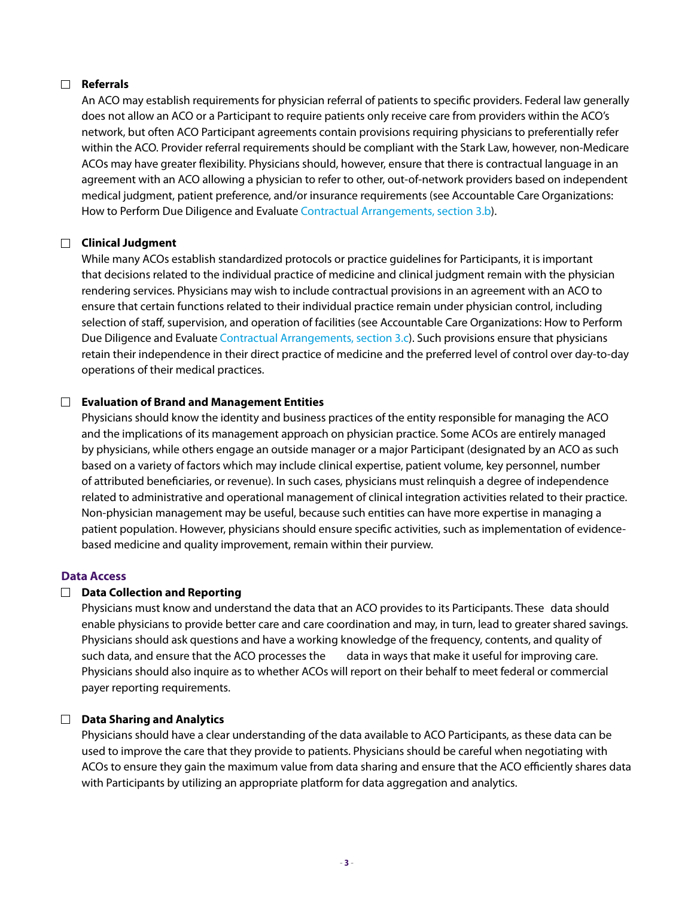- [ ] **Referrals**
  An ACO may establish requirements for physician referral of patients to specific providers. Federal law generally does not allow an ACO or a Participant to require patients only receive care from providers within the ACO's network, but often ACO Participant agreements contain provisions requiring physicians to preferentially refer within the ACO. Provider referral requirements should be compliant with the Stark Law, however, non-Medicare ACOs may have greater flexibility. Physicians should, however, ensure that there is contractual language in an agreement with an ACO allowing a physician to refer to other, out-of-network providers based on independent medical judgment, patient preference, and/or insurance requirements (see Accountable Care Organizations: How to Perform Due Diligence and Evaluate Contractual Arrangements, section 3.b).

- [ ] **Clinical Judgment**
  While many ACOs establish standardized protocols or practice guidelines for Participants, it is important that decisions related to the individual practice of medicine and clinical judgment remain with the physician rendering services. Physicians may wish to include contractual provisions in an agreement with an ACO to ensure that certain functions related to their individual practice remain under physician control, including selection of staff, supervision, and operation of facilities (see Accountable Care Organizations: How to Perform Due Diligence and Evaluate Contractual Arrangements, section 3.c). Such provisions ensure that physicians retain their independence in their direct practice of medicine and the preferred level of control over day-to-day operations of their medical practices.

- [ ] **Evaluation of Brand and Management Entities**
  Physicians should know the identity and business practices of the entity responsible for managing the ACO and the implications of its management approach on physician practice. Some ACOs are entirely managed by physicians, while others engage an outside manager or a major Participant (designated by an ACO as such based on a variety of factors which may include clinical expertise, patient volume, key personnel, number of attributed beneficiaries, or revenue). In such cases, physicians must relinquish a degree of independence related to administrative and operational management of clinical integration activities related to their practice. Non-physician management may be useful, because such entities can have more expertise in managing a patient population. However, physicians should ensure specific activities, such as implementation of evidence-based medicine and quality improvement, remain within their purview.

### Data Access

- [ ] **Data Collection and Reporting**
  Physicians must know and understand the data that an ACO provides to its Participants. These data should enable physicians to provide better care and care coordination and may, in turn, lead to greater shared savings. Physicians should ask questions and have a working knowledge of the frequency, contents, and quality of such data, and ensure that the ACO processes the data in ways that make it useful for improving care. Physicians should also inquire as to whether ACOs will report on their behalf to meet federal or commercial payer reporting requirements.

- [ ] **Data Sharing and Analytics**
  Physicians should have a clear understanding of the data available to ACO Participants, as these data can be used to improve the care that they provide to patients. Physicians should be careful when negotiating with ACOs to ensure they gain the maximum value from data sharing and ensure that the ACO efficiently shares data with Participants by utilizing an appropriate platform for data aggregation and analytics.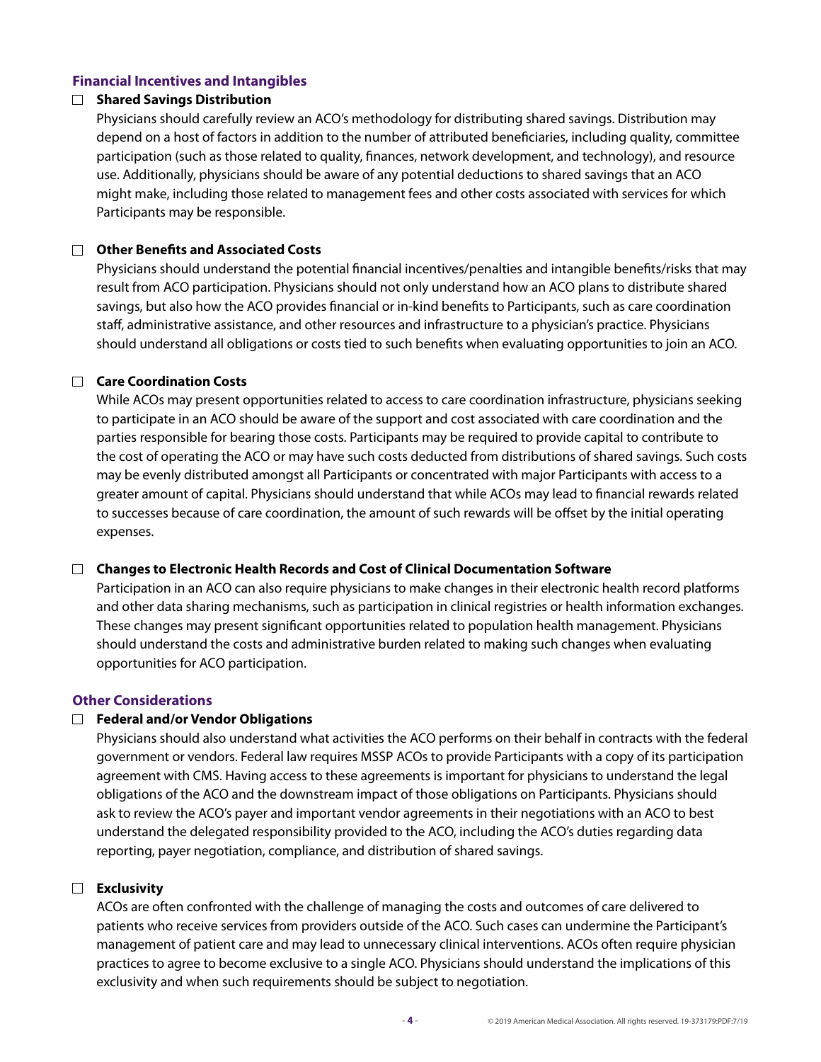## Financial Incentives and Intangibles

☐ **Shared Savings Distribution**

Physicians should carefully review an ACO's methodology for distributing shared savings. Distribution may depend on a host of factors in addition to the number of attributed beneficiaries, including quality, committee participation (such as those related to quality, finances, network development, and technology), and resource use. Additionally, physicians should be aware of any potential deductions to shared savings that an ACO might make, including those related to management fees and other costs associated with services for which Participants may be responsible.

☐ **Other Benefits and Associated Costs**

Physicians should understand the potential financial incentives/penalties and intangible benefits/risks that may result from ACO participation. Physicians should not only understand how an ACO plans to distribute shared savings, but also how the ACO provides financial or in-kind benefits to Participants, such as care coordination staff, administrative assistance, and other resources and infrastructure to a physician's practice. Physicians should understand all obligations or costs tied to such benefits when evaluating opportunities to join an ACO.

☐ **Care Coordination Costs**

While ACOs may present opportunities related to access to care coordination infrastructure, physicians seeking to participate in an ACO should be aware of the support and cost associated with care coordination and the parties responsible for bearing those costs. Participants may be required to provide capital to contribute to the cost of operating the ACO or may have such costs deducted from distributions of shared savings. Such costs may be evenly distributed amongst all Participants or concentrated with major Participants with access to a greater amount of capital. Physicians should understand that while ACOs may lead to financial rewards related to successes because of care coordination, the amount of such rewards will be offset by the initial operating expenses.

☐ **Changes to Electronic Health Records and Cost of Clinical Documentation Software**

Participation in an ACO can also require physicians to make changes in their electronic health record platforms and other data sharing mechanisms, such as participation in clinical registries or health information exchanges. These changes may present significant opportunities related to population health management. Physicians should understand the costs and administrative burden related to making such changes when evaluating opportunities for ACO participation.

## Other Considerations

☐ **Federal and/or Vendor Obligations**

Physicians should also understand what activities the ACO performs on their behalf in contracts with the federal government or vendors. Federal law requires MSSP ACOs to provide Participants with a copy of its participation agreement with CMS. Having access to these agreements is important for physicians to understand the legal obligations of the ACO and the downstream impact of those obligations on Participants. Physicians should ask to review the ACO's payer and important vendor agreements in their negotiations with an ACO to best understand the delegated responsibility provided to the ACO, including the ACO's duties regarding data reporting, payer negotiation, compliance, and distribution of shared savings.

☐ **Exclusivity**

ACOs are often confronted with the challenge of managing the costs and outcomes of care delivered to patients who receive services from providers outside of the ACO. Such cases can undermine the Participant's management of patient care and may lead to unnecessary clinical interventions. ACOs often require physician practices to agree to become exclusive to a single ACO. Physicians should understand the implications of this exclusivity and when such requirements should be subject to negotiation.

© 2019 American Medical Association. All rights reserved. 19-373179:PDF:7/19